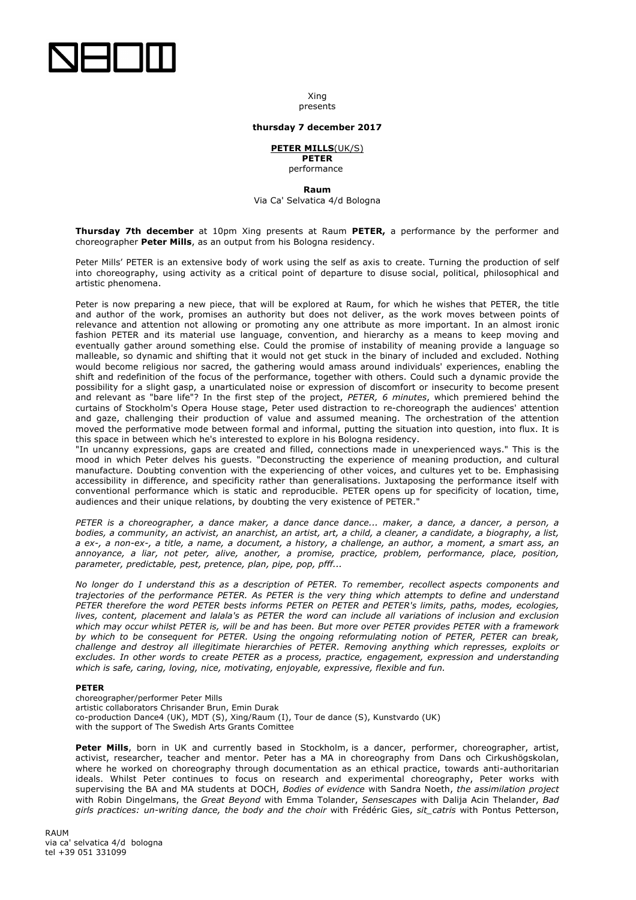Xing
presents

**thursday 7 december 2017**

**PETER MILLS**(UK/S)
**PETER**
performance

**Raum**
Via Ca' Selvatica 4/d Bologna

**Thursday 7th december** at 10pm Xing presents at Raum **PETER,** a performance by the performer and choreographer **Peter Mills**, as an output from his Bologna residency.

Peter Mills' PETER is an extensive body of work using the self as axis to create. Turning the production of self into choreography, using activity as a critical point of departure to disuse social, political, philosophical and artistic phenomena.

Peter is now preparing a new piece, that will be explored at Raum, for which he wishes that PETER, the title and author of the work, promises an authority but does not deliver, as the work moves between points of relevance and attention not allowing or promoting any one attribute as more important. In an almost ironic fashion PETER and its material use language, convention, and hierarchy as a means to keep moving and eventually gather around something else. Could the promise of instability of meaning provide a language so malleable, so dynamic and shifting that it would not get stuck in the binary of included and excluded. Nothing would become religious nor sacred, the gathering would amass around individuals' experiences, enabling the shift and redefinition of the focus of the performance, together with others. Could such a dynamic provide the possibility for a slight gasp, a unarticulated noise or expression of discomfort or insecurity to become present and relevant as "bare life"? In the first step of the project, *PETER, 6 minutes*, which premiered behind the curtains of Stockholm's Opera House stage, Peter used distraction to re-choreograph the audiences' attention and gaze, challenging their production of value and assumed meaning. The orchestration of the attention moved the performative mode between formal and informal, putting the situation into question, into flux. It is this space in between which he's interested to explore in his Bologna residency.
"In uncanny expressions, gaps are created and filled, connections made in unexperienced ways." This is the mood in which Peter delves his guests. "Deconstructing the experience of meaning production, and cultural manufacture. Doubting convention with the experiencing of other voices, and cultures yet to be. Emphasising accessibility in difference, and specificity rather than generalisations. Juxtaposing the performance itself with conventional performance which is static and reproducible. PETER opens up for specificity of location, time, audiences and their unique relations, by doubting the very existence of PETER."

*PETER is a choreographer, a dance maker, a dance dance dance... maker, a dance, a dancer, a person, a bodies, a community, an activist, an anarchist, an artist, art, a child, a cleaner, a candidate, a biography, a list, a ex-, a non-ex-, a title, a name, a document, a history, a challenge, an author, a moment, a smart ass, an annoyance, a liar, not peter, alive, another, a promise, practice, problem, performance, place, position, parameter, predictable, pest, pretence, plan, pipe, pop, pfff...*

*No longer do I understand this as a description of PETER. To remember, recollect aspects components and trajectories of the performance PETER. As PETER is the very thing which attempts to define and understand PETER therefore the word PETER bests informs PETER on PETER and PETER's limits, paths, modes, ecologies, lives, content, placement and lalala's as PETER the word can include all variations of inclusion and exclusion which may occur whilst PETER is, will be and has been. But more over PETER provides PETER with a framework by which to be consequent for PETER. Using the ongoing reformulating notion of PETER, PETER can break, challenge and destroy all illegitimate hierarchies of PETER. Removing anything which represses, exploits or excludes. In other words to create PETER as a process, practice, engagement, expression and understanding which is safe, caring, loving, nice, motivating, enjoyable, expressive, flexible and fun.*

**PETER**
choreographer/performer Peter Mills
artistic collaborators Chrisander Brun, Emin Durak
co-production Dance4 (UK), MDT (S), Xing/Raum (I), Tour de dance (S), Kunstvardo (UK)
with the support of The Swedish Arts Grants Comittee

**Peter Mills**, born in UK and currently based in Stockholm, is a dancer, performer, choreographer, artist, activist, researcher, teacher and mentor. Peter has a MA in choreography from Dans och Cirkushögskolan, where he worked on choreography through documentation as an ethical practice, towards anti-authoritarian ideals. Whilst Peter continues to focus on research and experimental choreography, Peter works with supervising the BA and MA students at DOCH, *Bodies of evidence* with Sandra Noeth, *the assimilation project* with Robin Dingelmans, the *Great Beyond* with Emma Tolander, *Sensescapes* with Dalija Acin Thelander, *Bad girls practices: un-writing dance, the body and the choir* with Frédéric Gies, *sit_catris* with Pontus Petterson,

RAUM
via ca' selvatica 4/d bologna
tel +39 051 331099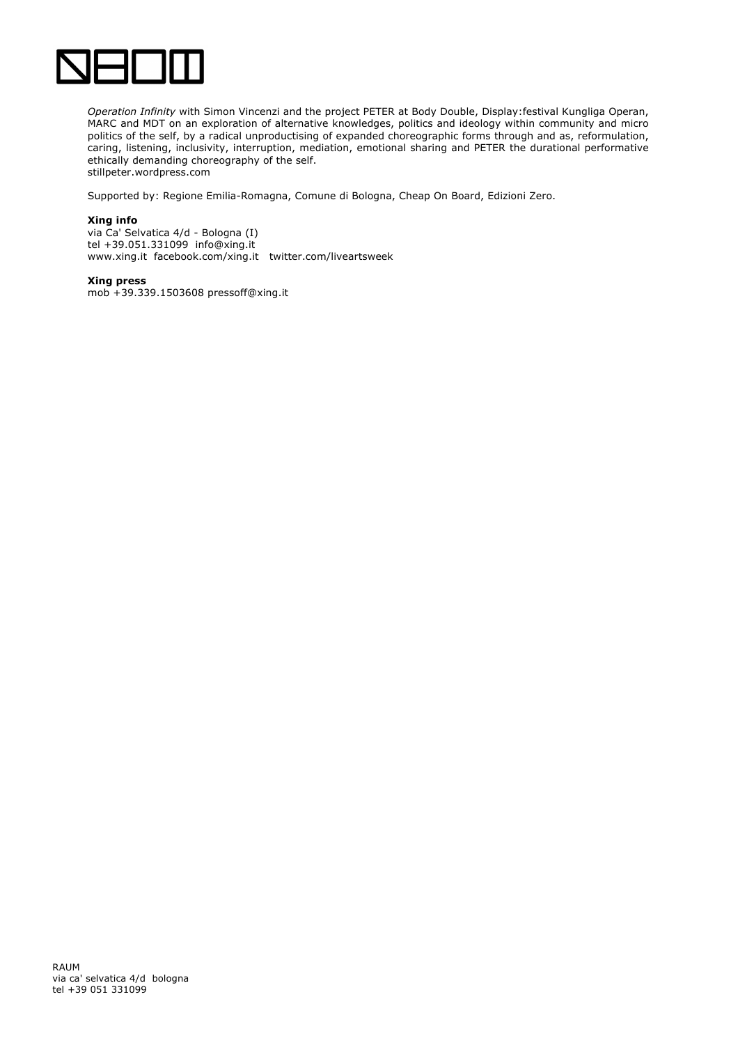*Operation Infinity* with Simon Vincenzi and the project PETER at Body Double, Display:festival Kungliga Operan, MARC and MDT on an exploration of alternative knowledges, politics and ideology within community and micro politics of the self, by a radical unproductising of expanded choreographic forms through and as, reformulation, caring, listening, inclusivity, interruption, mediation, emotional sharing and PETER the durational performative ethically demanding choreography of the self.
stillpeter.wordpress.com

Supported by: Regione Emilia-Romagna, Comune di Bologna, Cheap On Board, Edizioni Zero.

**Xing info**
via Ca' Selvatica 4/d - Bologna (I)
tel +39.051.331099 info@xing.it
www.xing.it facebook.com/xing.it twitter.com/liveartsweek

**Xing press**
mob +39.339.1503608 pressoff@xing.it

RAUM
via ca' selvatica 4/d bologna
tel +39 051 331099